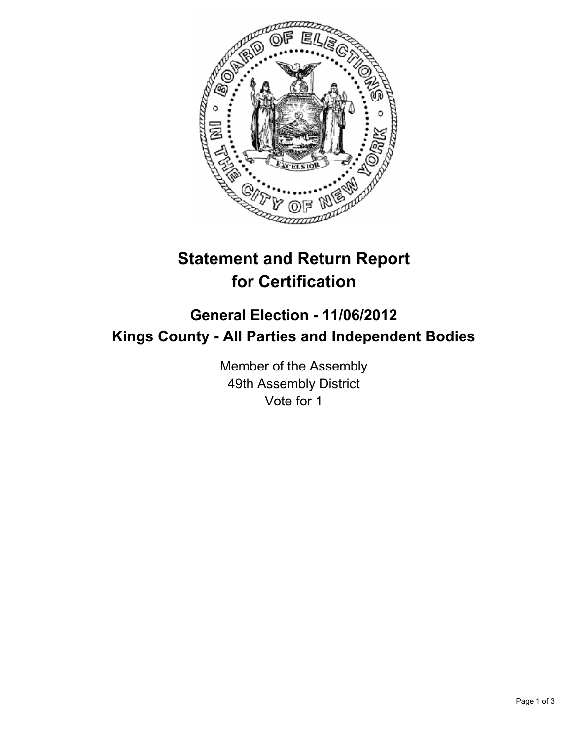# Statement and Return Report for Certification

## General Election - 11/06/2012
## Kings County - All Parties and Independent Bodies

Member of the Assembly
49th Assembly District
Vote for 1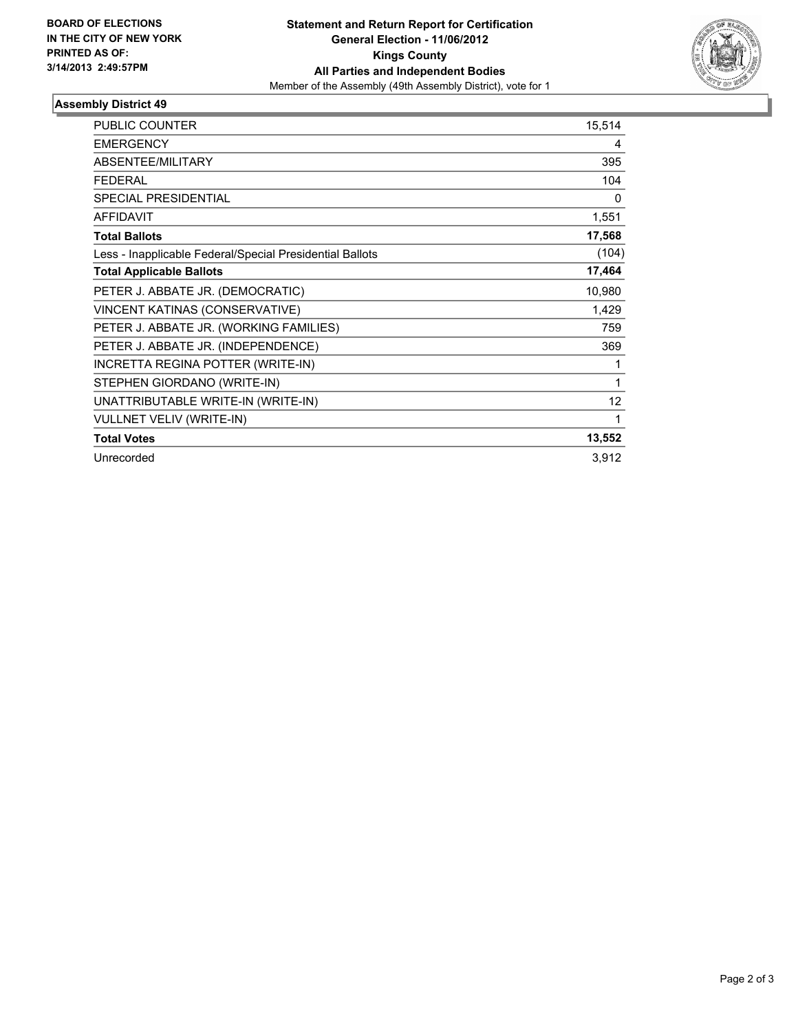**BOARD OF ELECTIONS IN THE CITY OF NEW YORK**
**PRINTED AS OF: 3/14/2013 2:49:57PM**

**Statement and Return Report for Certification**
**General Election - 11/06/2012**
**Kings County**
**All Parties and Independent Bodies**
Member of the Assembly (49th Assembly District), vote for 1

### Assembly District 49

| | |
|---|---|
| PUBLIC COUNTER | 15,514 |
| EMERGENCY | 4 |
| ABSENTEE/MILITARY | 395 |
| FEDERAL | 104 |
| SPECIAL PRESIDENTIAL | 0 |
| AFFIDAVIT | 1,551 |
| **Total Ballots** | **17,568** |
| Less - Inapplicable Federal/Special Presidential Ballots | (104) |
| **Total Applicable Ballots** | **17,464** |
| PETER J. ABBATE JR. (DEMOCRATIC) | 10,980 |
| VINCENT KATINAS (CONSERVATIVE) | 1,429 |
| PETER J. ABBATE JR. (WORKING FAMILIES) | 759 |
| PETER J. ABBATE JR. (INDEPENDENCE) | 369 |
| INCRETTA REGINA POTTER (WRITE-IN) | 1 |
| STEPHEN GIORDANO (WRITE-IN) | 1 |
| UNATTRIBUTABLE WRITE-IN (WRITE-IN) | 12 |
| VULLNET VELIV (WRITE-IN) | 1 |
| **Total Votes** | **13,552** |
| Unrecorded | 3,912 |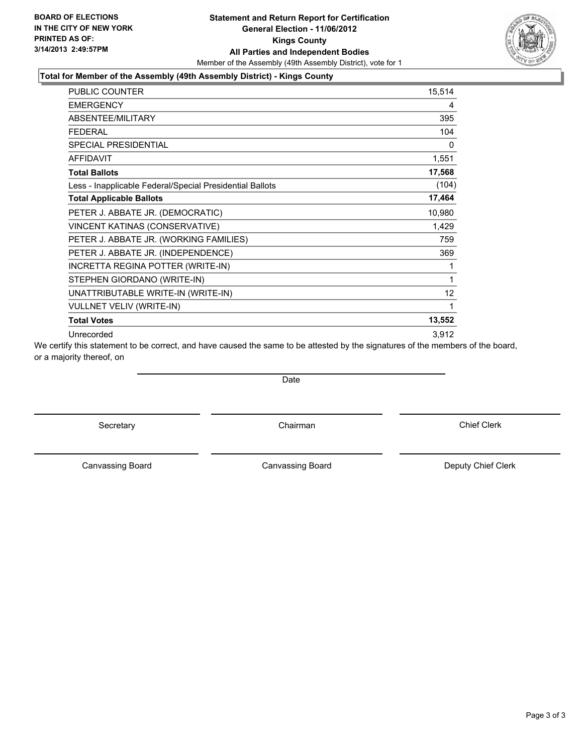**BOARD OF ELECTIONS IN THE CITY OF NEW YORK PRINTED AS OF: 3/14/2013 2:49:57PM**

**Statement and Return Report for Certification**
**General Election - 11/06/2012**
**Kings County**
**All Parties and Independent Bodies**
Member of the Assembly (49th Assembly District), vote for 1

### Total for Member of the Assembly (49th Assembly District) - Kings County

| | |
|---|---|
| PUBLIC COUNTER | 15,514 |
| EMERGENCY | 4 |
| ABSENTEE/MILITARY | 395 |
| FEDERAL | 104 |
| SPECIAL PRESIDENTIAL | 0 |
| AFFIDAVIT | 1,551 |
| **Total Ballots** | **17,568** |
| Less - Inapplicable Federal/Special Presidential Ballots | (104) |
| **Total Applicable Ballots** | **17,464** |
| PETER J. ABBATE JR. (DEMOCRATIC) | 10,980 |
| VINCENT KATINAS (CONSERVATIVE) | 1,429 |
| PETER J. ABBATE JR. (WORKING FAMILIES) | 759 |
| PETER J. ABBATE JR. (INDEPENDENCE) | 369 |
| INCRETTA REGINA POTTER (WRITE-IN) | 1 |
| STEPHEN GIORDANO (WRITE-IN) | 1 |
| UNATTRIBUTABLE WRITE-IN (WRITE-IN) | 12 |
| VULLNET VELIV (WRITE-IN) | 1 |
| **Total Votes** | **13,552** |
| Unrecorded | 3,912 |

We certify this statement to be correct, and have caused the same to be attested by the signatures of the members of the board, or a majority thereof, on

Date

Secretary | Chairman | Chief Clerk

Canvassing Board | Canvassing Board | Deputy Chief Clerk